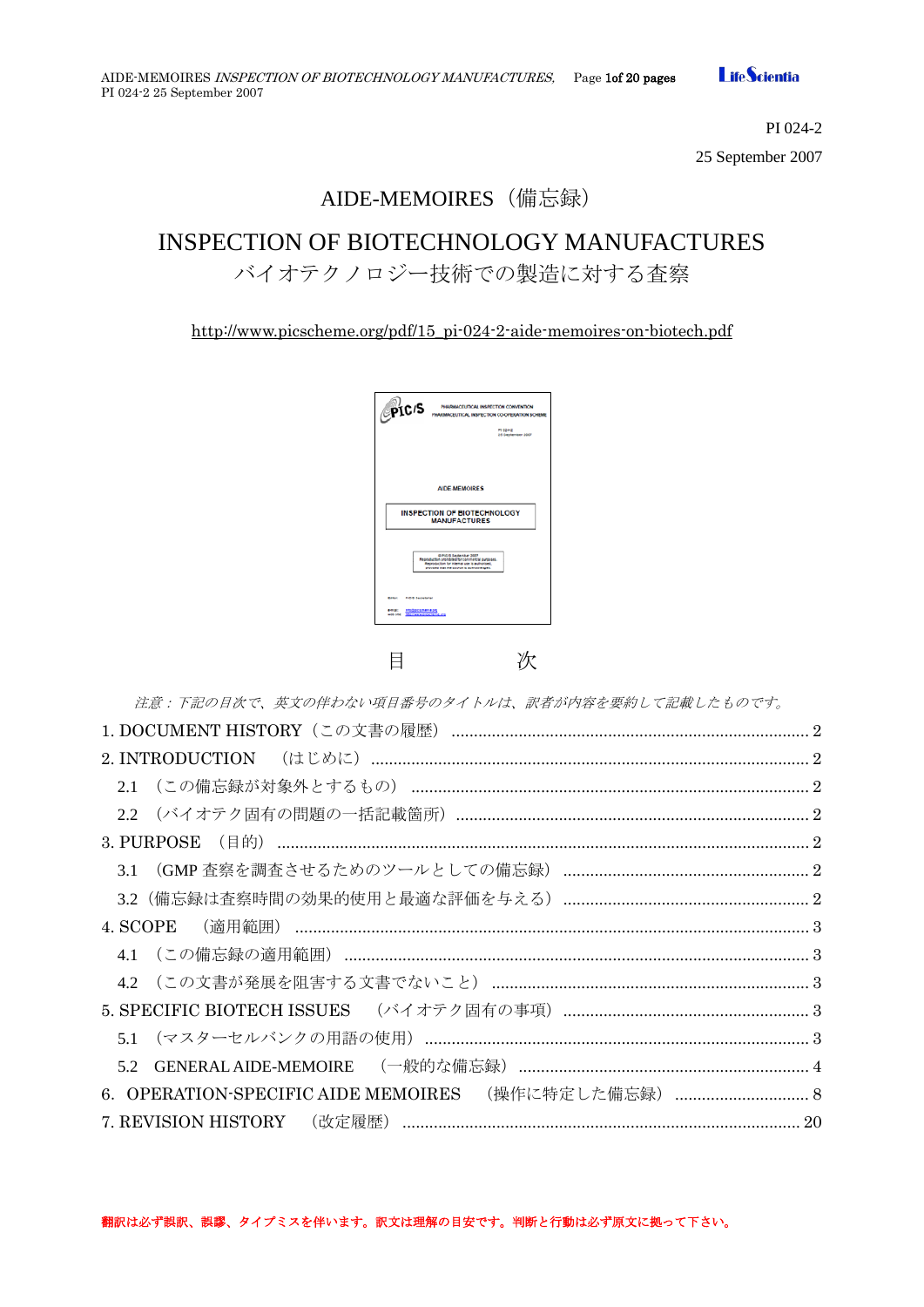PI 024-2

25 September 2007

# AIDE-MEMOIRES（備忘録）

# INSPECTION OF BIOTECHNOLOGY MANUFACTURES
バイオテクノロジー技術での製造に対する査察

http://www.picscheme.org/pdf/15_pi-024-2-aide-memoires-on-biotech.pdf

## 目　　次

*注意：下記の目次で、英文の伴わない項目番号のタイトルは、訳者が内容を要約して記載したものです。*

1. DOCUMENT HISTORY（この文書の履歴） ..... 2
2. INTRODUCTION　（はじめに） ..... 2
   - 2.1　（この備忘録が対象外とするもの） ..... 2
   - 2.2　（バイオテク固有の問題の一括記載箇所） ..... 2
3. PURPOSE　（目的） ..... 2
   - 3.1　（GMP 査察を調査させるためのツールとしての備忘録） ..... 2
   - 3.2（備忘録は査察時間の効果的使用と最適な評価を与える） ..... 2
4. SCOPE　（適用範囲） ..... 3
   - 4.1　（この備忘録の適用範囲） ..... 3
   - 4.2　（この文書が発展を阻害する文書でないこと） ..... 3
5. SPECIFIC BIOTECH ISSUES　（バイオテク固有の事項） ..... 3
   - 5.1　（マスターセルバンクの用語の使用） ..... 3
   - 5.2　GENERAL AIDE-MEMOIRE　（一般的な備忘録） ..... 4
6. OPERATION-SPECIFIC AIDE MEMOIRES　（操作に特定した備忘録） ..... 8
7. REVISION HISTORY　（改定履歴） ..... 20

**翻訳は必ず誤訳、誤謬、タイプミスを伴います。訳文は理解の目安です。判断と行動は必ず原文に拠って下さい。**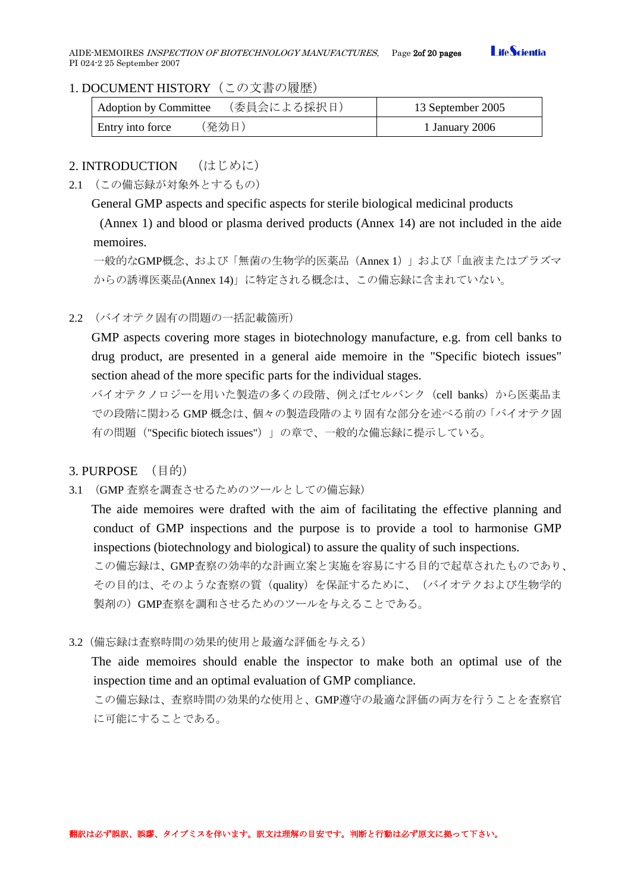## 1. DOCUMENT HISTORY（この文書の履歴）

| Adoption by Committee　（委員会による採択日） | 13 September 2005 |
|---|---|
| Entry into force　（発効日） | 1 January 2006 |

## 2. INTRODUCTION　（はじめに）

2.1 （この備忘録が対象外とするもの）

General GMP aspects and specific aspects for sterile biological medicinal products (Annex 1) and blood or plasma derived products (Annex 14) are not included in the aide memoires.

一般的なGMP概念、および「無菌の生物学的医薬品（Annex 1）」および「血液またはプラズマからの誘導医薬品(Annex 14)」に特定される概念は、この備忘録に含まれていない。

2.2 （バイオテク固有の問題の一括記載箇所）

GMP aspects covering more stages in biotechnology manufacture, e.g. from cell banks to drug product, are presented in a general aide memoire in the "Specific biotech issues" section ahead of the more specific parts for the individual stages.

バイオテクノロジーを用いた製造の多くの段階、例えばセルバンク（cell banks）から医薬品までの段階に関わる GMP 概念は、個々の製造段階のより固有な部分を述べる前の「バイオテク固有の問題（"Specific biotech issues"）」の章で、一般的な備忘録に提示している。

## 3. PURPOSE　（目的）

3.1 （GMP 査察を調査させるためのツールとしての備忘録）

The aide memoires were drafted with the aim of facilitating the effective planning and conduct of GMP inspections and the purpose is to provide a tool to harmonise GMP inspections (biotechnology and biological) to assure the quality of such inspections.

この備忘録は、GMP査察の効率的な計画立案と実施を容易にする目的で起草されたものであり、その目的は、そのような査察の質（quality）を保証するために、（バイオテクおよび生物学的製剤の）GMP査察を調和させるためのツールを与えることである。

3.2（備忘録は査察時間の効果的使用と最適な評価を与える）

The aide memoires should enable the inspector to make both an optimal use of the inspection time and an optimal evaluation of GMP compliance.

この備忘録は、査察時間の効果的な使用と、GMP遵守の最適な評価の両方を行うことを査察官に可能にすることである。

翻訳は必ず誤訳、誤謬、タイプミスを伴います。訳文は理解の目安です。判断と行動は必ず原文に拠って下さい。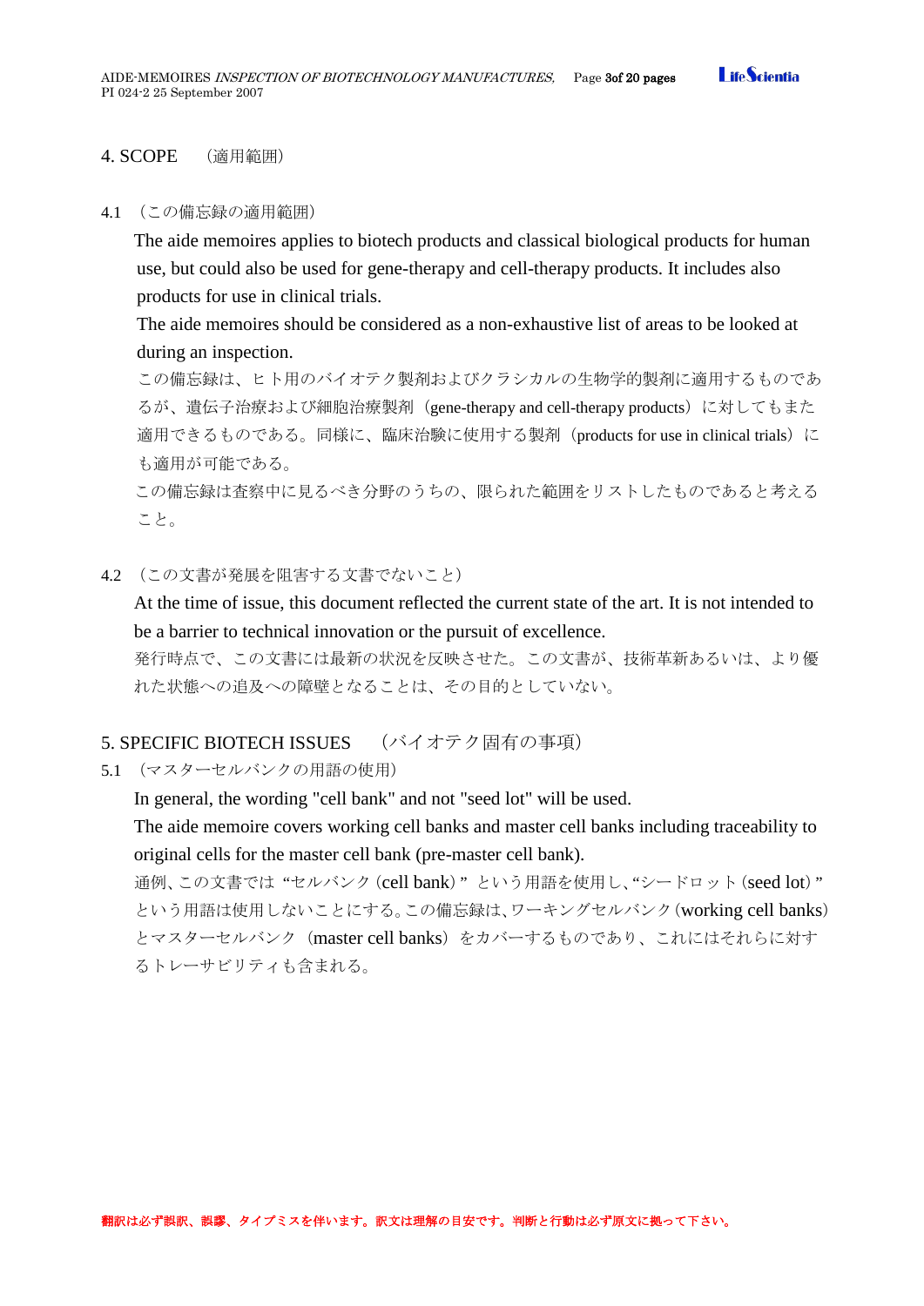## 4. SCOPE　（適用範囲）

4.1 （この備忘録の適用範囲）

The aide memoires applies to biotech products and classical biological products for human use, but could also be used for gene-therapy and cell-therapy products. It includes also products for use in clinical trials.

The aide memoires should be considered as a non-exhaustive list of areas to be looked at during an inspection.

この備忘録は、ヒト用のバイオテク製剤およびクラシカルの生物学的製剤に適用するものであるが、遺伝子治療および細胞治療製剤（gene-therapy and cell-therapy products）に対してもまた適用できるものである。同様に、臨床治験に使用する製剤（products for use in clinical trials）にも適用が可能である。

この備忘録は査察中に見るべき分野のうちの、限られた範囲をリストしたものであると考えること。

4.2 （この文書が発展を阻害する文書でないこと）

At the time of issue, this document reflected the current state of the art. It is not intended to be a barrier to technical innovation or the pursuit of excellence.

発行時点で、この文書には最新の状況を反映させた。この文書が、技術革新あるいは、より優れた状態への追及への障壁となることは、その目的としていない。

## 5. SPECIFIC BIOTECH ISSUES　（バイオテク固有の事項）

5.1 （マスターセルバンクの用語の使用）

In general, the wording "cell bank" and not "seed lot" will be used.

The aide memoire covers working cell banks and master cell banks including traceability to original cells for the master cell bank (pre-master cell bank).

通例、この文書では "セルバンク（cell bank）" という用語を使用し、"シードロット（seed lot）" という用語は使用しないことにする。この備忘録は、ワーキングセルバンク（working cell banks）とマスターセルバンク（master cell banks）をカバーするものであり、これにはそれらに対するトレーサビリティも含まれる。

**翻訳は必ず誤訳、誤謬、タイプミスを伴います。訳文は理解の目安です。判断と行動は必ず原文に拠って下さい。**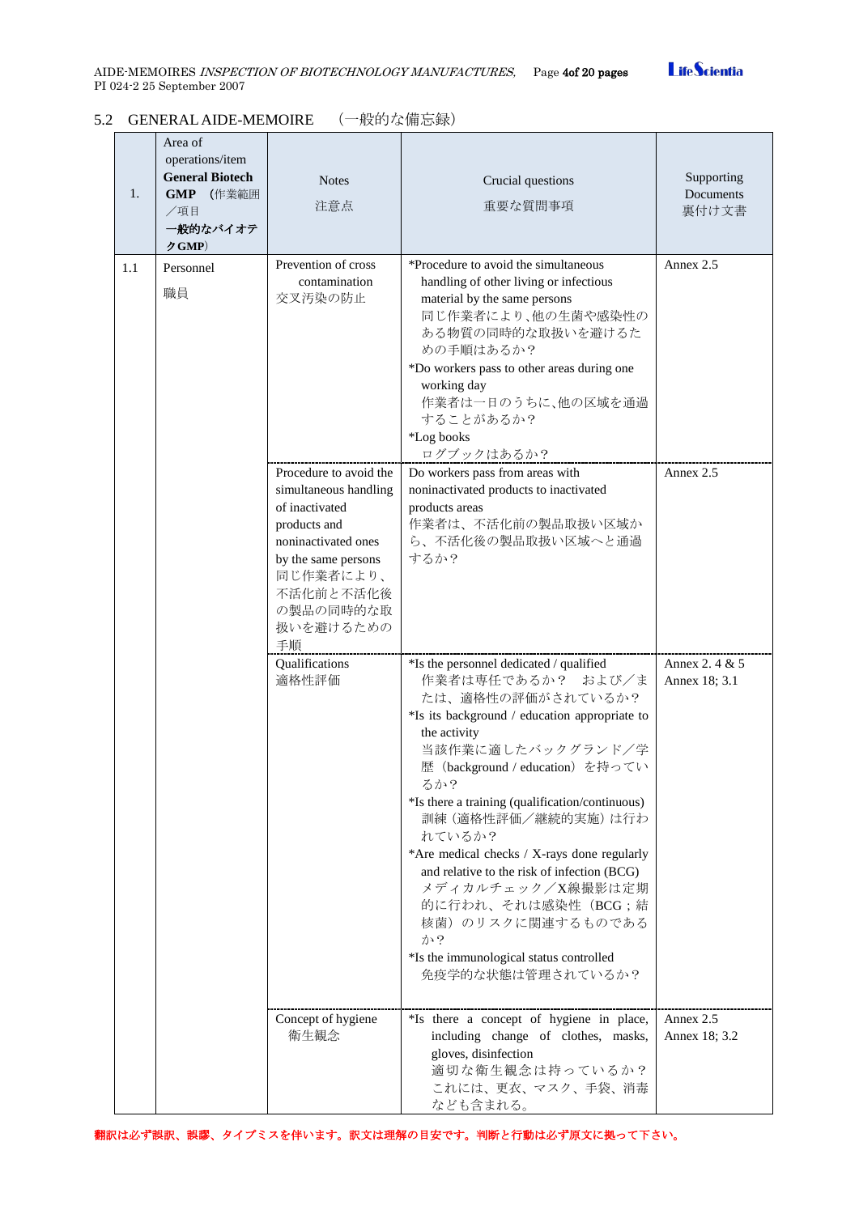## 5.2 GENERAL AIDE-MEMOIRE （一般的な備忘録）

| 1. | Area of operations/item **General Biotech GMP** （作業範囲／項目 **一般的なバイオテクGMP**） | Notes 注意点 | Crucial questions 重要な質問事項 | Supporting Documents 裏付け文書 |
|---|---|---|---|---|
| 1.1 | Personnel 職員 | Prevention of cross contamination 交叉汚染の防止 | *Procedure to avoid the simultaneous handling of other living or infectious material by the same persons 同じ作業者により、他の生菌や感染性のある物質の同時的な取扱いを避けるための手順はあるか？ *Do workers pass to other areas during one working day 作業者は一日のうちに、他の区域を通過することがあるか？ *Log books ログブックはあるか？ | Annex 2.5 |
| | | Procedure to avoid the simultaneous handling of inactivated products and noninactivated ones by the same persons 同じ作業者により、不活化前と不活化後の製品の同時的な取扱いを避けるための手順 | Do workers pass from areas with noninactivated products to inactivated products areas 作業者は、不活化前の製品取扱い区域から、不活化後の製品取扱い区域へと通過するか？ | Annex 2.5 |
| | | Qualifications 適格性評価 | *Is the personnel dedicated / qualified 作業者は専任であるか？ および／または、適格性の評価がされているか？ *Is its background / education appropriate to the activity 当該作業に適したバックグランド／学歴（background / education）を持っているか？ *Is there a training (qualification/continuous) 訓練（適格性評価／継続的実施）は行われているか？ *Are medical checks / X-rays done regularly and relative to the risk of infection (BCG) メディカルチェック／X線撮影は定期的に行われ、それは感染性（BCG；結核菌）のリスクに関連するものであるか？ *Is the immunological status controlled 免疫学的な状態は管理されているか？ | Annex 2. 4 & 5 Annex 18; 3.1 |
| | | Concept of hygiene 衛生観念 | *Is there a concept of hygiene in place, including change of clothes, masks, gloves, disinfection 適切な衛生観念は持っているか？これには、更衣、マスク、手袋、消毒なども含まれる。 | Annex 2.5 Annex 18; 3.2 |

翻訳は必ず誤訳、誤謬、タイプミスを伴います。訳文は理解の目安です。判断と行動は必ず原文に拠って下さい。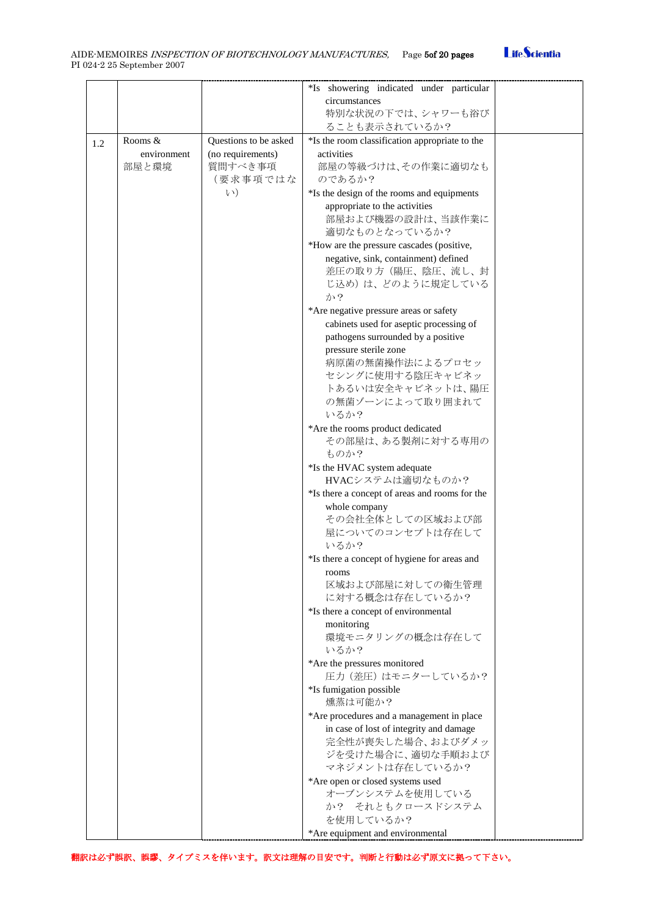| | | | | |
|---|---|---|---|---|
| | | | *Is showering indicated under particular circumstances<br>特別な状況の下では、シャワーも浴びることも表示されているか? | |
| 1.2 | Rooms & environment<br>部屋と環境 | Questions to be asked (no requirements)<br>質問すべき事項（要求事項ではない) | *Is the room classification appropriate to the activities<br>部屋の等級づけは、その作業に適切なものであるか?<br>*Is the design of the rooms and equipments appropriate to the activities<br>部屋および機器の設計は、当該作業に適切なものとなっているか?<br>*How are the pressure cascades (positive, negative, sink, containment) defined<br>差圧の取り方（陽圧、陰圧、流し、封じ込め）は、どのように規定しているか?<br>*Are negative pressure areas or safety cabinets used for aseptic processing of pathogens surrounded by a positive pressure sterile zone<br>病原菌の無菌操作法によるプロセッセシングに使用する陰圧キャビネットあるいは安全キャビネットは、陽圧の無菌ゾーンによって取り囲まれているか?<br>*Are the rooms product dedicated<br>その部屋は、ある製剤に対する専用のものか?<br>*Is the HVAC system adequate<br>HVACシステムは適切なものか?<br>*Is there a concept of areas and rooms for the whole company<br>その会社全体としての区域および部屋についてのコンセプトは存在しているか?<br>*Is there a concept of hygiene for areas and rooms<br>区域および部屋に対しての衛生管理に対する概念は存在しているか?<br>*Is there a concept of environmental monitoring<br>環境モニタリングの概念は存在しているか?<br>*Are the pressures monitored<br>圧力（差圧）はモニターしているか?<br>*Is fumigation possible<br>燻蒸は可能か?<br>*Are procedures and a management in place in case of lost of integrity and damage<br>完全性が喪失した場合、およびダメッジを受けた場合に、適切な手順およびマネジメントは存在しているか?<br>*Are open or closed systems used<br>オープンシステムを使用しているか？　それともクロースドシステムを使用しているか?<br>*Are equipment and environmental | |

翻訳は必ず誤訳、誤謬、タイプミスを伴います。訳文は理解の目安です。判断と行動は必ず原文に拠って下さい。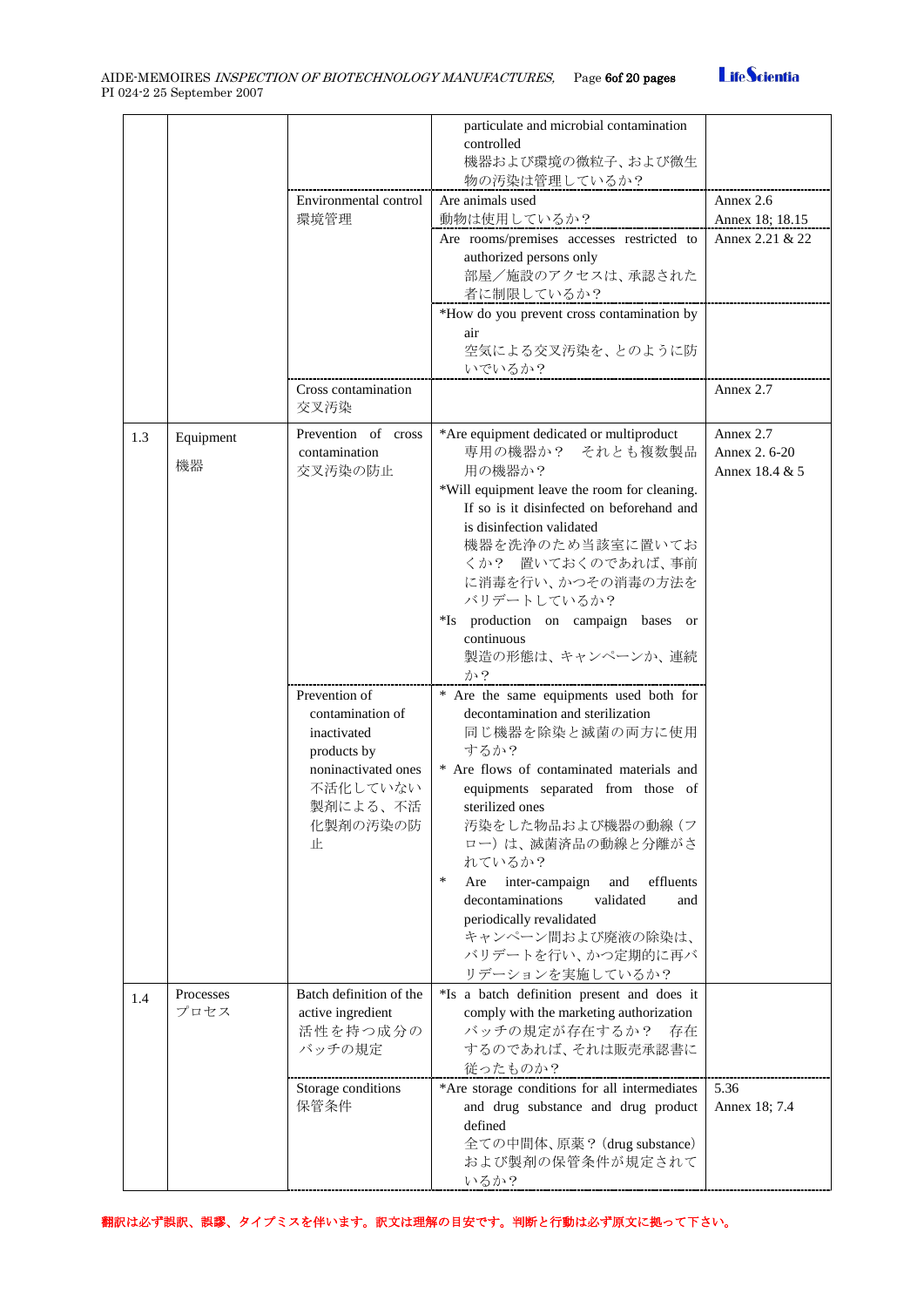| | | | | |
|---|---|---|---|---|
| | | | particulate and microbial contamination controlled<br>機器および環境の微粒子、および微生物の汚染は管理しているか？ | |
| | | Environmental control<br>環境管理 | Are animals used<br>動物は使用しているか？ | Annex 2.6<br>Annex 18; 18.15 |
| | | | Are rooms/premises accesses restricted to authorized persons only<br>部屋／施設のアクセスは、承認された者に制限しているか？ | Annex 2.21 & 22 |
| | | | *How do you prevent cross contamination by air<br>空気による交叉汚染を、とのように防いでいるか？ | |
| | | Cross contamination<br>交叉汚染 | | Annex 2.7 |
| 1.3 | Equipment<br>機器 | Prevention of cross contamination<br>交叉汚染の防止 | *Are equipment dedicated or multiproduct<br>専用の機器か？　それとも複数製品用の機器か？<br>*Will equipment leave the room for cleaning. If so is it disinfected on beforehand and is disinfection validated<br>機器を洗浄のため当該室に置いておくか？　置いておくのであれば、事前に消毒を行い、かつその消毒の方法をバリデートしているか？<br>*Is production on campaign bases or continuous<br>製造の形態は、キャンペーンか、連続か？ | Annex 2.7<br>Annex 2. 6-20<br>Annex 18.4 & 5 |
| | | Prevention of contamination of inactivated products by noninactivated ones<br>不活化していない製剤による、不活化製剤の汚染の防止 | * Are the same equipments used both for decontamination and sterilization<br>同じ機器を除染と滅菌の両方に使用するか？<br>* Are flows of contaminated materials and equipments separated from those of sterilized ones<br>汚染をした物品および機器の動線（フロー）は、滅菌済品の動線と分離がされているか？<br>* Are inter-campaign and effluents decontaminations validated and periodically revalidated<br>キャンペーン間および廃液の除染は、バリデートを行い、かつ定期的に再バリデーションを実施しているか？ | |
| 1.4 | Processes<br>プロセス | Batch definition of the active ingredient<br>活性を持つ成分のバッチの規定 | *Is a batch definition present and does it comply with the marketing authorization<br>バッチの規定が存在するか？　存在するのであれば、それは販売承認書に従ったものか？ | |
| | | Storage conditions<br>保管条件 | *Are storage conditions for all intermediates and drug substance and drug product defined<br>全ての中間体、原薬？（drug substance）および製剤の保管条件が規定されているか？ | 5.36<br>Annex 18; 7.4 |

翻訳は必ず誤訳、誤謬、タイプミスを伴います。訳文は理解の目安です。判断と行動は必ず原文に拠って下さい。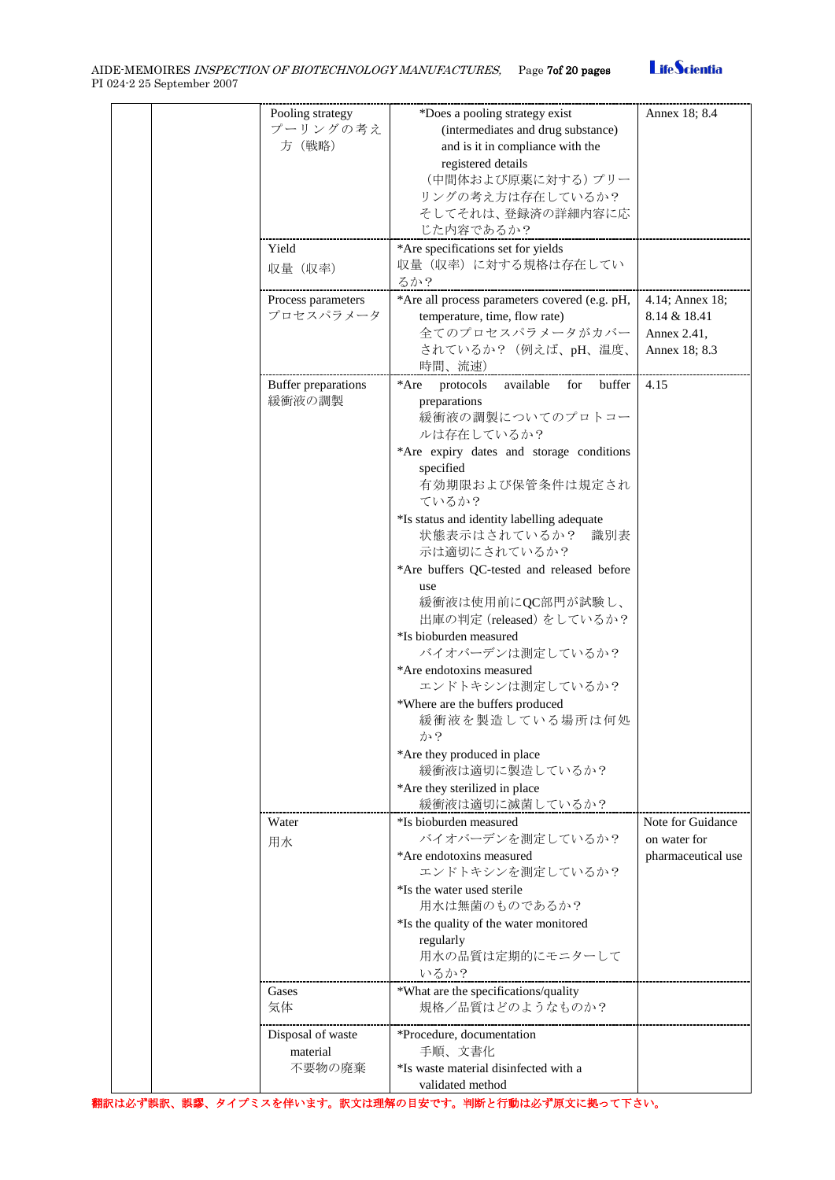| | | | | |
|---|---|---|---|---|
| | | Pooling strategy<br>プーリングの考え方（戦略） | *Does a pooling strategy exist (intermediates and drug substance) and is it in compliance with the registered details<br>（中間体および原薬に対する）プリーリングの考え方は存在しているか？そしてそれは、登録済の詳細内容に応じた内容であるか？ | Annex 18; 8.4 |
| | | Yield<br>収量（収率） | *Are specifications set for yields<br>収量（収率）に対する規格は存在しているか？ | |
| | | Process parameters<br>プロセスパラメータ | *Are all process parameters covered (e.g. pH, temperature, time, flow rate)<br>全てのプロセスパラメータがカバーされているか？（例えば、pH、温度、時間、流速） | 4.14; Annex 18; 8.14 & 18.41<br>Annex 2.41,<br>Annex 18; 8.3 |
| | | Buffer preparations<br>緩衝液の調製 | *Are protocols available for buffer preparations<br>緩衝液の調製についてのプロトコールは存在しているか？<br>*Are expiry dates and storage conditions specified<br>有効期限および保管条件は規定されているか？<br>*Is status and identity labelling adequate<br>状態表示はされているか？　識別表示は適切にされているか？<br>*Are buffers QC-tested and released before use<br>緩衝液は使用前にQC部門が試験し、出庫の判定（released）をしているか？<br>*Is bioburden measured<br>バイオバーデンは測定しているか？<br>*Are endotoxins measured<br>エンドトキシンは測定しているか？<br>*Where are the buffers produced<br>緩衝液を製造している場所は何処か？<br>*Are they produced in place<br>緩衝液は適切に製造しているか？<br>*Are they sterilized in place<br>緩衝液は適切に滅菌しているか？ | 4.15 |
| | | Water<br>用水 | *Is bioburden measured<br>バイオバーデンを測定しているか？<br>*Are endotoxins measured<br>エンドトキシンを測定しているか？<br>*Is the water used sterile<br>用水は無菌のものであるか？<br>*Is the quality of the water monitored regularly<br>用水の品質は定期的にモニターしているか？ | Note for Guidance on water for pharmaceutical use |
| | | Gases<br>気体 | *What are the specifications/quality<br>規格／品質はどのようなものか？ | |
| | | Disposal of waste material<br>不要物の廃棄 | *Procedure, documentation<br>手順、文書化<br>*Is waste material disinfected with a validated method | |

翻訳は必ず誤訳、誤謬、タイプミスを伴います。訳文は理解の目安です。判断と行動は必ず原文に拠って下さい。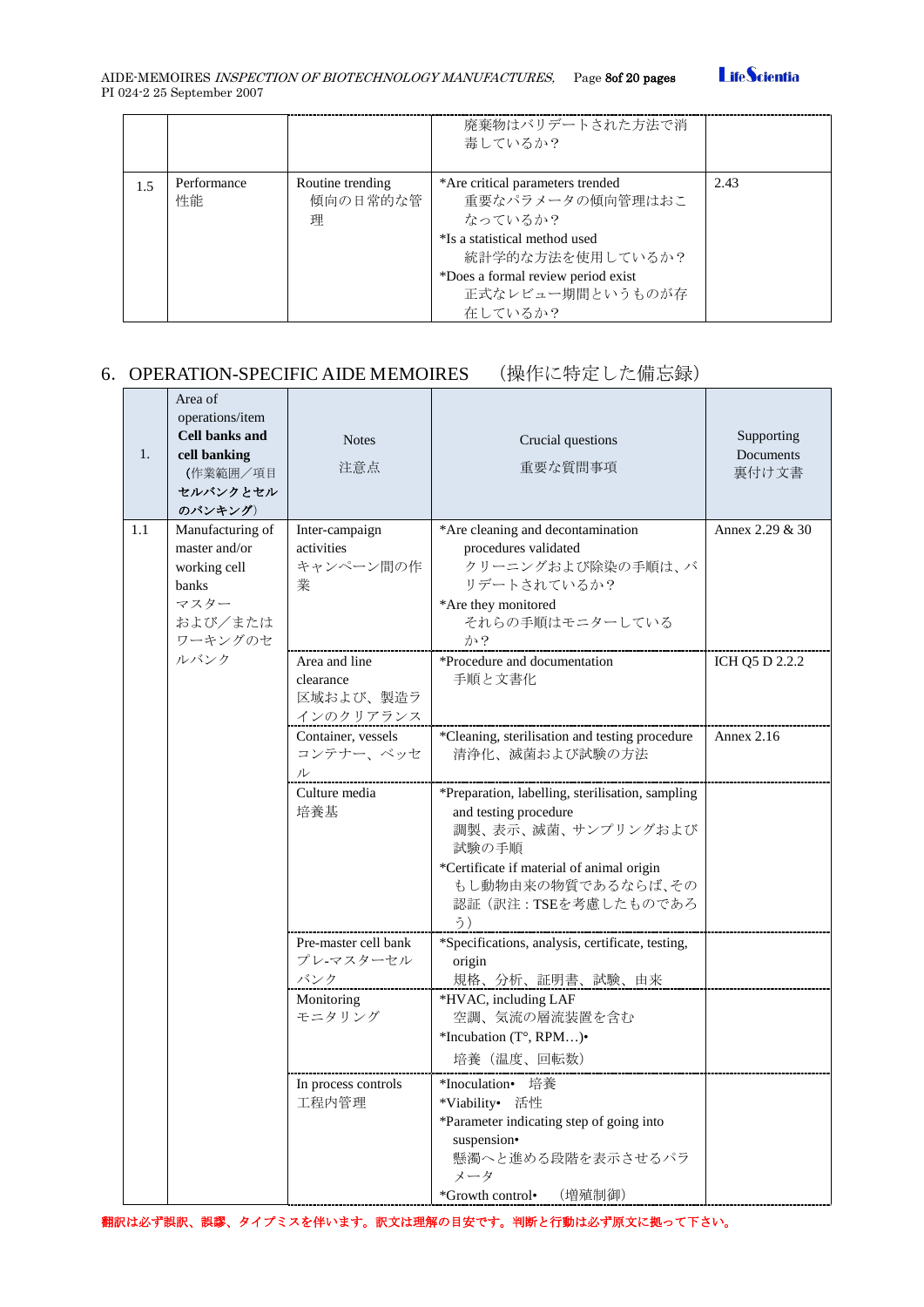| | | | 廃棄物はバリデートされた方法で消毒しているか？ | |
|---|---|---|---|---|
| 1.5 | Performance 性能 | Routine trending 傾向の日常的な管理 | *Are critical parameters trended 重要なパラメータの傾向管理はおこなっているか？ *Is a statistical method used 統計学的な方法を使用しているか？ *Does a formal review period exist 正式なレビュー期間というものが存在しているか？ | 2.43 |

## 6. OPERATION-SPECIFIC AIDE MEMOIRES　（操作に特定した備忘録）

| 1. | Area of operations/item **Cell banks and cell banking** (作業範囲／項目 **セルバンクとセルのバンキング**) | Notes 注意点 | Crucial questions 重要な質問事項 | Supporting Documents 裏付け文書 |
|---|---|---|---|---|
| 1.1 | Manufacturing of master and/or working cell banks マスターおよび／またはワーキングのセルバンク | Inter-campaign activities キャンペーン間の作業 | *Are cleaning and decontamination procedures validated クリーニングおよび除染の手順は、バリデートされているか？ *Are they monitored それらの手順はモニターしているか？ | Annex 2.29 & 30 |
| | | Area and line clearance 区域および、製造ラインのクリアランス | *Procedure and documentation 手順と文書化 | ICH Q5 D 2.2.2 |
| | | Container, vessels コンテナー、ベッセル | *Cleaning, sterilisation and testing procedure 清浄化、滅菌および試験の方法 | Annex 2.16 |
| | | Culture media 培養基 | *Preparation, labelling, sterilisation, sampling and testing procedure 調製、表示、滅菌、サンプリングおよび試験の手順 *Certificate if material of animal origin もし動物由来の物質であるならば､その認証（訳注：TSEを考慮したものであろう） | |
| | | Pre-master cell bank プレ-マスターセルバンク | *Specifications, analysis, certificate, testing, origin 規格、分析、証明書、試験、由来 | |
| | | Monitoring モニタリング | *HVAC, including LAF 空調、気流の層流装置を含む *Incubation (T°, RPM…)• 培養（温度、回転数） | |
| | | In process controls 工程内管理 | *Inoculation• 培養 *Viability• 活性 *Parameter indicating step of going into suspension• 懸濁へと進める段階を表示させるパラメータ *Growth control• （増殖制御） | |

翻訳は必ず誤訳、誤謬、タイプミスを伴います。訳文は理解の目安です。判断と行動は必ず原文に拠って下さい。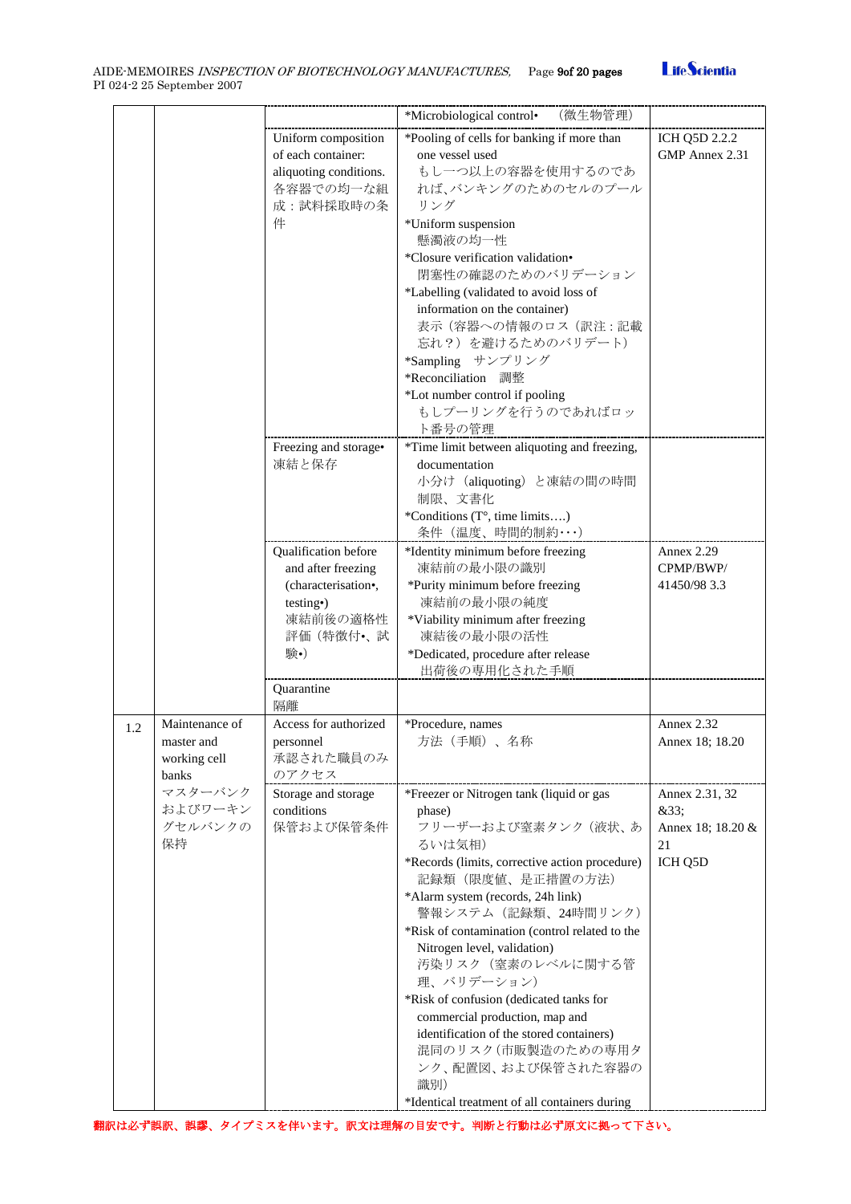| | | | | |
|---|---|---|---|---|
| | | | *Microbiological control• （微生物管理） | |
| | | Uniform composition of each container: aliquoting conditions. 各容器での均一な組成：試料採取時の条件 | *Pooling of cells for banking if more than one vessel used もし一つ以上の容器を使用するのであれば、バンキングのためのセルのプールリング<br>*Uniform suspension 懸濁液の均一性<br>*Closure verification validation• 閉塞性の確認のためのバリデーション<br>*Labelling (validated to avoid loss of information on the container) 表示（容器への情報のロス（訳注：記載忘れ？）を避けるためのバリデート）<br>*Sampling サンプリング<br>*Reconciliation 調整<br>*Lot number control if pooling もしプーリングを行うのであればロット番号の管理 | ICH Q5D 2.2.2<br>GMP Annex 2.31 |
| | | Freezing and storage• 凍結と保存 | *Time limit between aliquoting and freezing, documentation 小分け（aliquoting）と凍結の間の時間制限、文書化<br>*Conditions (T°, time limits….) 条件（温度、時間的制約･･･） | |
| | | Qualification before and after freezing (characterisation•, testing•) 凍結前後の適格性評価（特徴付•、試験•） | *Identity minimum before freezing 凍結前の最小限の識別<br>*Purity minimum before freezing 凍結前の最小限の純度<br>*Viability minimum after freezing 凍結後の最小限の活性<br>*Dedicated, procedure after release 出荷後の専用化された手順 | Annex 2.29<br>CPMP/BWP/ 41450/98 3.3 |
| | | Quarantine 隔離 | | |
| 1.2 | Maintenance of master and working cell banks マスターバンクおよびワーキングセルバンクの保持 | Access for authorized personnel 承認された職員のみのアクセス | *Procedure, names 方法（手順）、名称 | Annex 2.32<br>Annex 18; 18.20 |
| | | Storage and storage conditions 保管および保管条件 | *Freezer or Nitrogen tank (liquid or gas phase) フリーザーおよび窒素タンク（液状、あるいは気相）<br>*Records (limits, corrective action procedure) 記録類（限度値、是正措置の方法）<br>*Alarm system (records, 24h link) 警報システム（記録類、24時間リンク）<br>*Risk of contamination (control related to the Nitrogen level, validation) 汚染リスク（窒素のレベルに関する管理、バリデーション）<br>*Risk of confusion (dedicated tanks for commercial production, map and identification of the stored containers) 混同のリスク（市販製造のための専用タンク、配置図、および保管された容器の識別）<br>*Identical treatment of all containers during | Annex 2.31, 32 &33;<br>Annex 18; 18.20 & 21<br>ICH Q5D |

翻訳は必ず誤訳、誤謬、タイプミスを伴います。訳文は理解の目安です。判断と行動は必ず原文に拠って下さい。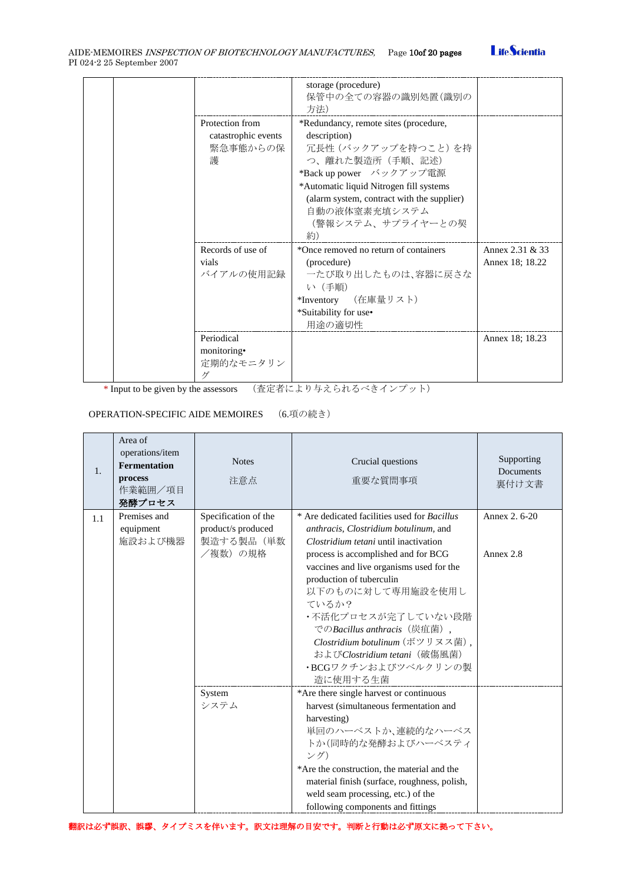| | | | | |
|---|---|---|---|---|
| | | | storage (procedure) 保管中の全ての容器の識別処置（識別の方法） | |
| | | Protection from catastrophic events 緊急事態からの保護 | *Redundancy, remote sites (procedure, description) 冗長性（バックアップを持つこと）を持つ、離れた製造所（手順、記述）<br>*Back up power　バックアップ電源<br>*Automatic liquid Nitrogen fill systems (alarm system, contract with the supplier) 自動の液体窒素充填システム（警報システム、サプライヤーとの契約） | |
| | | Records of use of vials バイアルの使用記録 | *Once removed no return of containers (procedure) 一たび取り出したものは、容器に戻さない（手順）<br>*Inventory　（在庫量リスト）<br>*Suitability for use• 用途の適切性 | Annex 2.31 & 33<br>Annex 18; 18.22 |
| | | Periodical monitoring• 定期的なモニタリング | | Annex 18; 18.23 |

* Input to be given by the assessors　（査定者により与えられるべきインプット）

OPERATION-SPECIFIC AIDE MEMOIRES　（6.項の続き）

| 1. | Area of operations/item **Fermentation process** 作業範囲／項目 **発酵プロセス** | Notes 注意点 | Crucial questions 重要な質問事項 | Supporting Documents 裏付け文書 |
|---|---|---|---|---|
| 1.1 | Premises and equipment 施設および機器 | Specification of the product/s produced 製造する製品（単数／複数）の規格 | * Are dedicated facilities used for *Bacillus anthracis*, *Clostridium botulinum*, and *Clostridium tetani* until inactivation process is accomplished and for BCG vaccines and live organisms used for the production of tuberculin<br>以下のものに対して専用施設を使用しているか？<br>・不活化プロセスが完了していない段階での*Bacillus anthracis*（炭疽菌），*Clostridium botulinum*（ボツリヌス菌），および*Clostridium tetani*（破傷風菌）<br>・BCGワクチンおよびツベルクリンの製造に使用する生菌 | Annex 2. 6-20<br><br>Annex 2.8 |
| | | System システム | *Are there single harvest or continuous harvest (simultaneous fermentation and harvesting)<br>単回のハーベストか、連続的なハーベストか（同時的な発酵およびハーベスティング）<br>*Are the construction, the material and the material finish (surface, roughness, polish, weld seam processing, etc.) of the following components and fittings | |

翻訳は必ず誤訳、誤謬、タイプミスを伴います。訳文は理解の目安です。判断と行動は必ず原文に拠って下さい。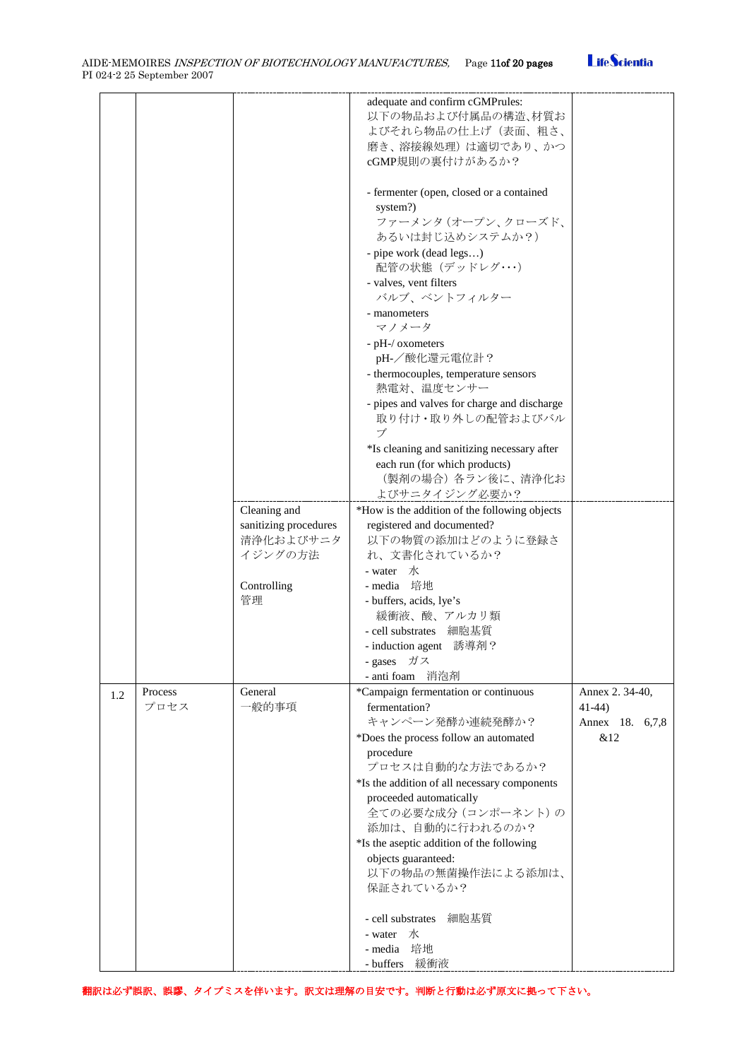| | | | | |
|---|---|---|---|---|
| | | | adequate and confirm cGMPrules:<br>以下の物品および付属品の構造、材質およびそれら物品の仕上げ（表面、粗さ、磨き、溶接線処理）は適切であり、かつcGMP規則の裏付けがあるか？<br><br>- fermenter (open, closed or a contained system?)<br>ファーメンタ（オープン、クローズド、あるいは封じ込めシステムか？）<br>- pipe work (dead legs…)<br>配管の状態（デッドレグ･･･）<br>- valves, vent filters<br>バルブ、ベントフィルター<br>- manometers<br>マノメータ<br>- pH-/ oxometers<br>pH-／酸化還元電位計？<br>- thermocouples, temperature sensors<br>熱電対、温度センサー<br>- pipes and valves for charge and discharge<br>取り付け・取り外しの配管およびバルブ<br>*Is cleaning and sanitizing necessary after each run (for which products)<br>（製剤の場合）各ラン後に、清浄化およびサニタイジング必要か？ | |
| | | Cleaning and sanitizing procedures<br>清浄化およびサニタイジングの方法<br><br>Controlling<br>管理 | *How is the addition of the following objects registered and documented?<br>以下の物質の添加はどのように登録され、文書化されているか？<br>- water 水<br>- media 培地<br>- buffers, acids, lye's<br>緩衝液、酸、アルカリ類<br>- cell substrates 細胞基質<br>- induction agent 誘導剤？<br>- gases ガス<br>- anti foam 消泡剤 | |
| 1.2 | Process<br>プロセス | General<br>一般的事項 | *Campaign fermentation or continuous fermentation?<br>キャンペーン発酵か連続発酵か？<br>*Does the process follow an automated procedure<br>プロセスは自動的な方法であるか？<br>*Is the addition of all necessary components proceeded automatically<br>全ての必要な成分（コンポーネント）の添加は、自動的に行われるのか？<br>*Is the aseptic addition of the following objects guaranteed:<br>以下の物品の無菌操作法による添加は、保証されているか？<br><br>- cell substrates 細胞基質<br>- water 水<br>- media 培地<br>- buffers 緩衝液 | Annex 2. 34-40, 41-44)<br>Annex 18. 6,7,8 &12 |

翻訳は必ず誤訳、誤謬、タイプミスを伴います。訳文は理解の目安です。判断と行動は必ず原文に拠って下さい。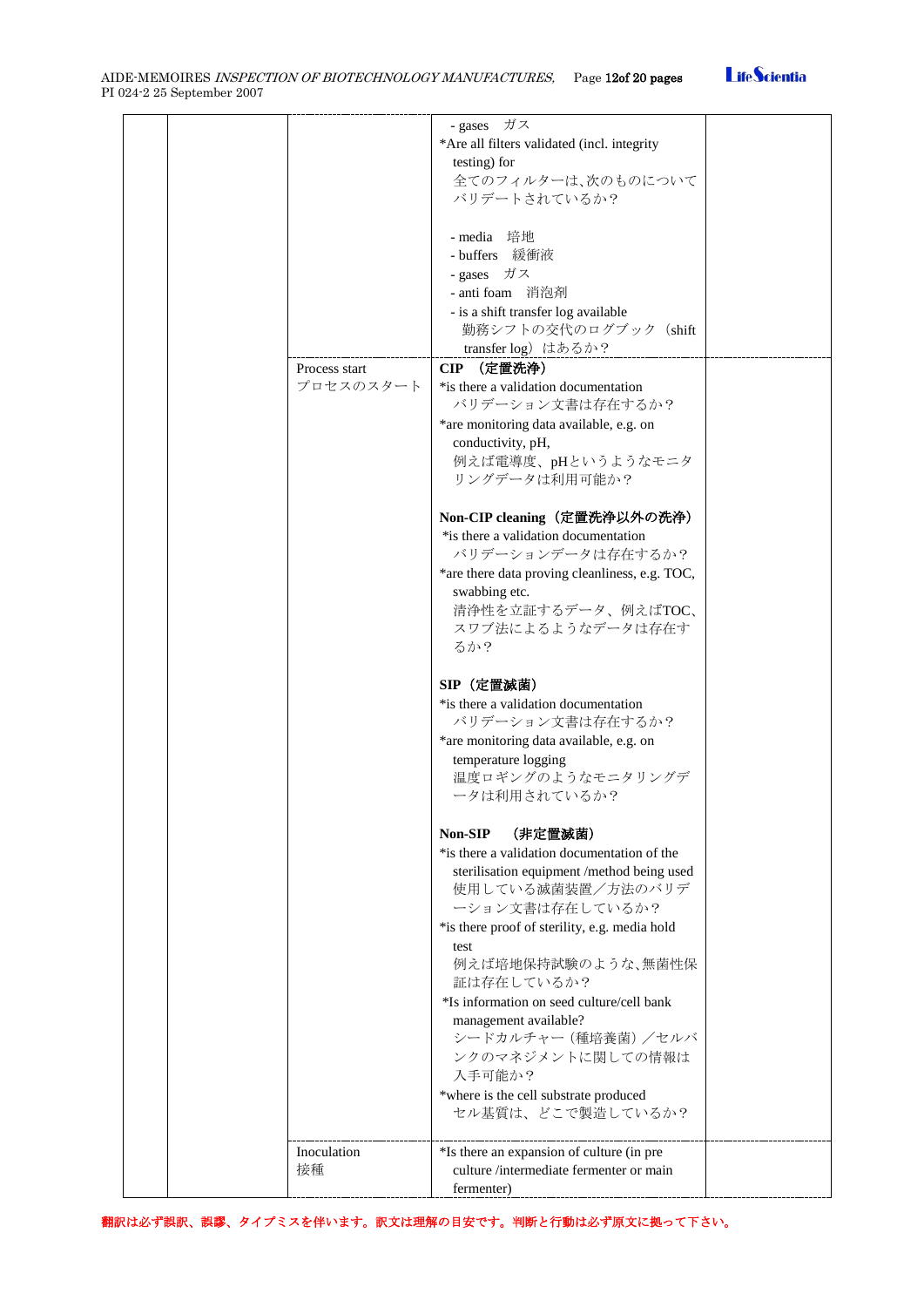| | | | | |
|---|---|---|---|---|
| | | | - gases　ガス<br>*Are all filters validated (incl. integrity testing) for<br>全てのフィルターは､次のものについてバリデートされているか？<br><br>- media　培地<br>- buffers　緩衝液<br>- gases　ガス<br>- anti foam　消泡剤<br>- is a shift transfer log available<br>勤務シフトの交代のログブック（shift transfer log）はあるか？ | |
| | | Process start<br>プロセスのスタート | **CIP （定置洗浄）**<br>*is there a validation documentation<br>バリデーション文書は存在するか？<br>*are monitoring data available, e.g. on conductivity, pH,<br>例えば電導度、pHというようなモニタリングデータは利用可能か？<br><br>**Non-CIP cleaning（定置洗浄以外の洗浄）**<br>*is there a validation documentation<br>バリデーションデータは存在するか？<br>*are there data proving cleanliness, e.g. TOC, swabbing etc.<br>清浄性を立証するデータ、例えばTOC、スワブ法によるようなデータは存在するか？<br><br>**SIP（定置滅菌）**<br>*is there a validation documentation<br>バリデーション文書は存在するか？<br>*are monitoring data available, e.g. on temperature logging<br>温度ロギングのようなモニタリングデータは利用されているか？<br><br>**Non-SIP　（非定置滅菌）**<br>*is there a validation documentation of the sterilisation equipment /method being used<br>使用している滅菌装置／方法のバリデーション文書は存在しているか？<br>*is there proof of sterility, e.g. media hold test<br>例えば培地保持試験のような､無菌性保証は存在しているか？<br>*Is information on seed culture/cell bank management available?<br>シードカルチャー（種培養菌）／セルバンクのマネジメントに関しての情報は入手可能か？<br>*where is the cell substrate produced<br>セル基質は、どこで製造しているか？ | |
| | | Inoculation<br>接種 | *Is there an expansion of culture (in pre culture /intermediate fermenter or main fermenter) | |

翻訳は必ず誤訳、誤謬、タイプミスを伴います。訳文は理解の目安です。判断と行動は必ず原文に拠って下さい。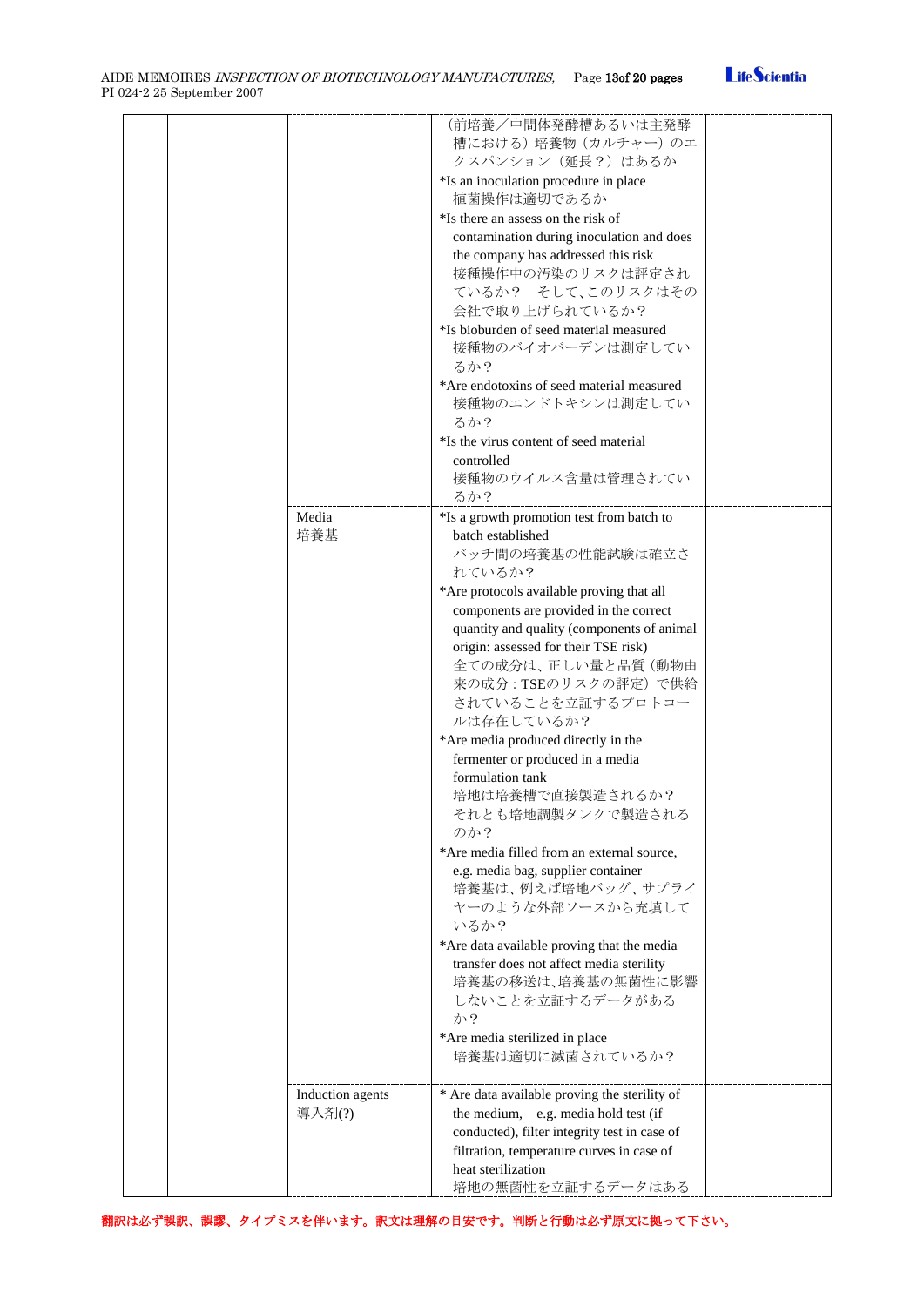| | | | | |
|---|---|---|---|---|
| | | | （前培養／中間体発酵槽あるいは主発酵槽における）培養物（カルチャー）のエクスパンション（延長？）はあるか<br>*Is an inoculation procedure in place<br>植菌操作は適切であるか<br>*Is there an assess on the risk of contamination during inoculation and does the company has addressed this risk<br>接種操作中の汚染のリスクは評定されているか？　そして、このリスクはその会社で取り上げられているか？<br>*Is bioburden of seed material measured<br>接種物のバイオバーデンは測定しているか？<br>*Are endotoxins of seed material measured<br>接種物のエンドトキシンは測定しているか？<br>*Is the virus content of seed material controlled<br>接種物のウイルス含量は管理されているか？ | |
| | | Media<br>培養基 | *Is a growth promotion test from batch to batch established<br>バッチ間の培養基の性能試験は確立されているか？<br>*Are protocols available proving that all components are provided in the correct quantity and quality (components of animal origin: assessed for their TSE risk)<br>全ての成分は、正しい量と品質（動物由来の成分：TSEのリスクの評定）で供給されていることを立証するプロトコールは存在しているか？<br>*Are media produced directly in the fermenter or produced in a media formulation tank<br>培地は培養槽で直接製造されるか？それとも培地調製タンクで製造されるのか？<br>*Are media filled from an external source, e.g. media bag, supplier container<br>培養基は、例えば培地バッグ、サプライヤーのような外部ソースから充填しているか？<br>*Are data available proving that the media transfer does not affect media sterility<br>培養基の移送は､培養基の無菌性に影響しないことを立証するデータがあるか？<br>*Are media sterilized in place<br>培養基は適切に滅菌されているか？ | |
| | | Induction agents<br>導入剤(?) | * Are data available proving the sterility of the medium,　e.g. media hold test (if conducted), filter integrity test in case of filtration, temperature curves in case of heat sterilization<br>培地の無菌性を立証するデータはある | |

翻訳は必ず誤訳、誤謬、タイプミスを伴います。訳文は理解の目安です。判断と行動は必ず原文に拠って下さい。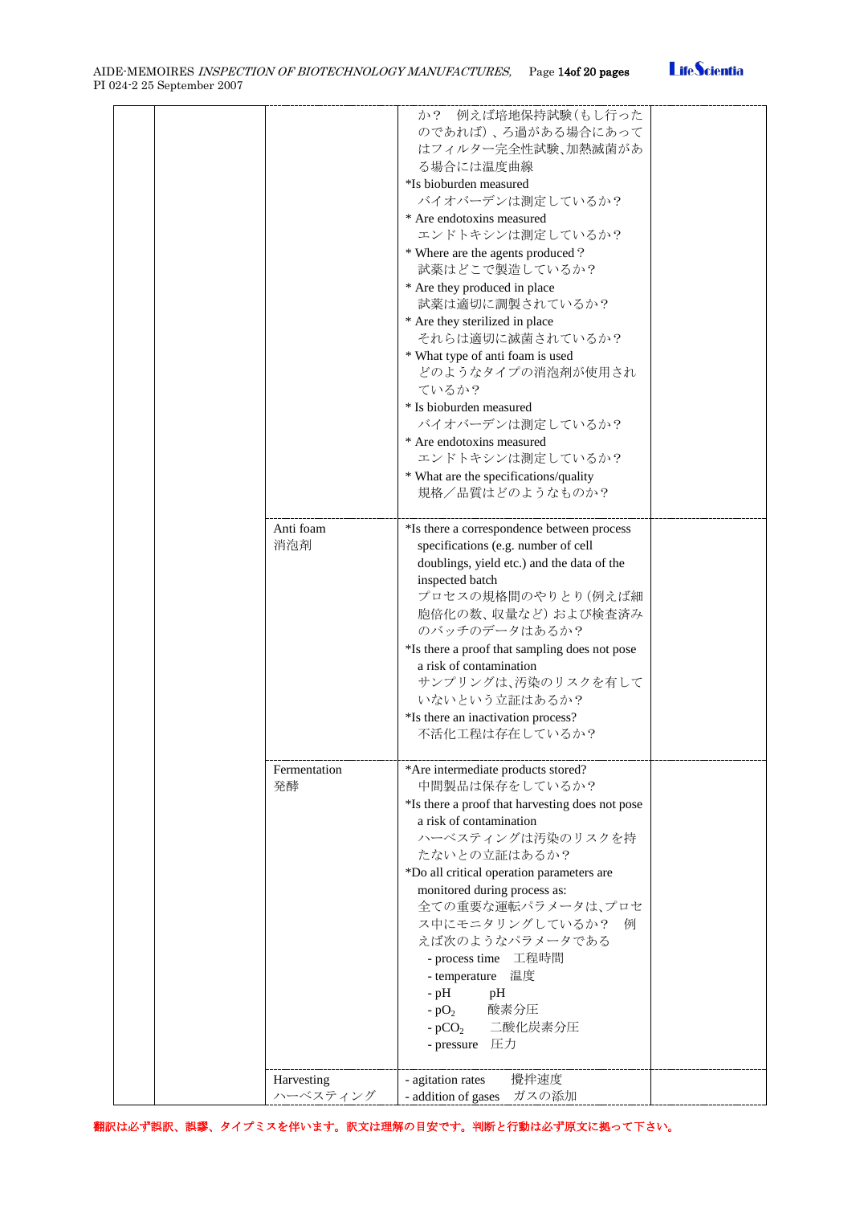| | | | | |
|---|---|---|---|---|
| | | | か？　例えば培地保持試験(もし行ったのであれば)、ろ過がある場合にあってはフィルター完全性試験､加熱滅菌がある場合には温度曲線<br>*Is bioburden measured<br>バイオバーデンは測定しているか？<br>* Are endotoxins measured<br>エンドトキシンは測定しているか？<br>* Where are the agents produced？<br>試薬はどこで製造しているか？<br>* Are they produced in place<br>試薬は適切に調製されているか？<br>* Are they sterilized in place<br>それらは適切に滅菌されているか？<br>* What type of anti foam is used<br>どのようなタイプの消泡剤が使用されているか？<br>* Is bioburden measured<br>バイオバーデンは測定しているか？<br>* Are endotoxins measured<br>エンドトキシンは測定しているか？<br>* What are the specifications/quality<br>規格／品質はどのようなものか？ | |
| | | Anti foam<br>消泡剤 | *Is there a correspondence between process specifications (e.g. number of cell doublings, yield etc.) and the data of the inspected batch<br>プロセスの規格間のやりとり(例えば細胞倍化の数、収量など) および検査済みのバッチのデータはあるか？<br>*Is there a proof that sampling does not pose a risk of contamination<br>サンプリングは､汚染のリスクを有していないという立証はあるか？<br>*Is there an inactivation process?<br>不活化工程は存在しているか？ | |
| | | Fermentation<br>発酵 | *Are intermediate products stored?<br>中間製品は保存をしているか？<br>*Is there a proof that harvesting does not pose a risk of contamination<br>ハーベスティングは汚染のリスクを持たないとの立証はあるか？<br>*Do all critical operation parameters are monitored during process as:<br>全ての重要な運転パラメータは､プロセス中にモニタリングしているか？　例えば次のようなパラメータである<br>- process time　工程時間<br>- temperature　温度<br>- pH　pH<br>- $pO_2$　酸素分圧<br>- $pCO_2$　二酸化炭素分圧<br>- pressure　圧力 | |
| | | Harvesting<br>ハーベスティング | - agitation rates　攪拌速度<br>- addition of gases　ガスの添加 | |

翻訳は必ず誤訳、誤謬、タイプミスを伴います。訳文は理解の目安です。判断と行動は必ず原文に拠って下さい。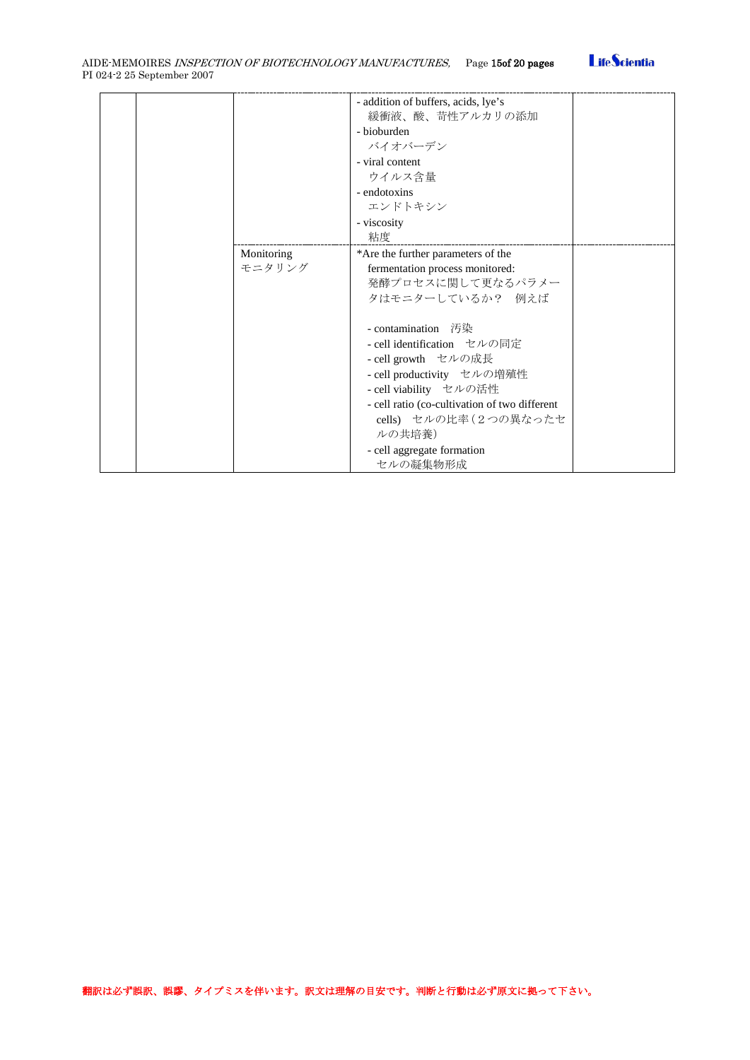| | | | | |
|---|---|---|---|---|
| | | | - addition of buffers, acids, lye's<br>緩衝液、酸、苛性アルカリの添加<br>- bioburden<br>バイオバーデン<br>- viral content<br>ウイルス含量<br>- endotoxins<br>エンドトキシン<br>- viscosity<br>粘度 | |
| | | Monitoring<br>モニタリング | *Are the further parameters of the fermentation process monitored:<br>発酵プロセスに関して更なるパラメータはモニターしているか？　例えば<br><br>- contamination　汚染<br>- cell identification　セルの同定<br>- cell growth　セルの成長<br>- cell productivity　セルの増殖性<br>- cell viability　セルの活性<br>- cell ratio (co-cultivation of two different cells)　セルの比率（２つの異なったセルの共培養）<br>- cell aggregate formation<br>セルの凝集物形成 | |

翻訳は必ず誤訳、誤謬、タイプミスを伴います。訳文は理解の目安です。判断と行動は必ず原文に拠って下さい。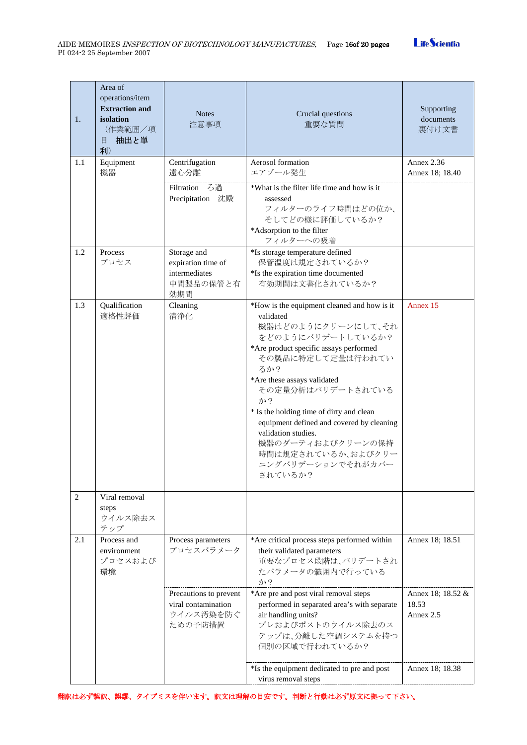| 1. | Area of operations/item **Extraction and isolation** （作業範囲／項目　**抽出と単利**） | Notes 注意事項 | Crucial questions 重要な質問 | Supporting documents 裏付け文書 |
|---|---|---|---|---|
| 1.1 | Equipment 機器 | Centrifugation 遠心分離 | Aerosol formation エアゾール発生 | Annex 2.36<br>Annex 18; 18.40 |
| | | Filtration ろ過<br>Precipitation 沈殿 | *What is the filter life time and how is it assessed フィルターのライフ時間はどの位か、そしてどの様に評価しているか？<br>*Adsorption to the filter フィルターへの吸着 | |
| 1.2 | Process プロセス | Storage and expiration time of intermediates 中間製品の保管と有効期間 | *Is storage temperature defined 保管温度は規定されているか？<br>*Is the expiration time documented 有効期間は文書化されているか？ | |
| 1.3 | Qualification 適格性評価 | Cleaning 清浄化 | *How is the equipment cleaned and how is it validated 機器はどのようにクリーンにして､それをどのようにバリデートしているか？<br>*Are product specific assays performed その製品に特定して定量は行われているか？<br>*Are these assays validated その定量分析はバリデートされているか？<br>* Is the holding time of dirty and clean equipment defined and covered by cleaning validation studies. 機器のダーティおよびクリーンの保持時間は規定されているか､およびクリーニングバリデーションでそれがカバーされているか？ | Annex 15 |
| 2 | Viral removal steps ウイルス除去ステップ | | | |
| 2.1 | Process and environment プロセスおよび環境 | Process parameters プロセスパラメータ | *Are critical process steps performed within their validated parameters 重要なプロセス段階は､バリデートされたパラメータの範囲内で行っているか？ | Annex 18; 18.51 |
| | | Precautions to prevent viral contamination ウイルス汚染を防ぐための予防措置 | *Are pre and post viral removal steps performed in separated area's with separate air handling units? プレおよびポストのウイルス除去のステップは､分離した空調システムを持つ個別の区域で行われているか？ | Annex 18; 18.52 & 18.53<br>Annex 2.5 |
| | | | *Is the equipment dedicated to pre and post virus removal steps | Annex 18; 18.38 |

翻訳は必ず誤訳、誤謬、タイプミスを伴います。訳文は理解の目安です。判断と行動は必ず原文に拠って下さい。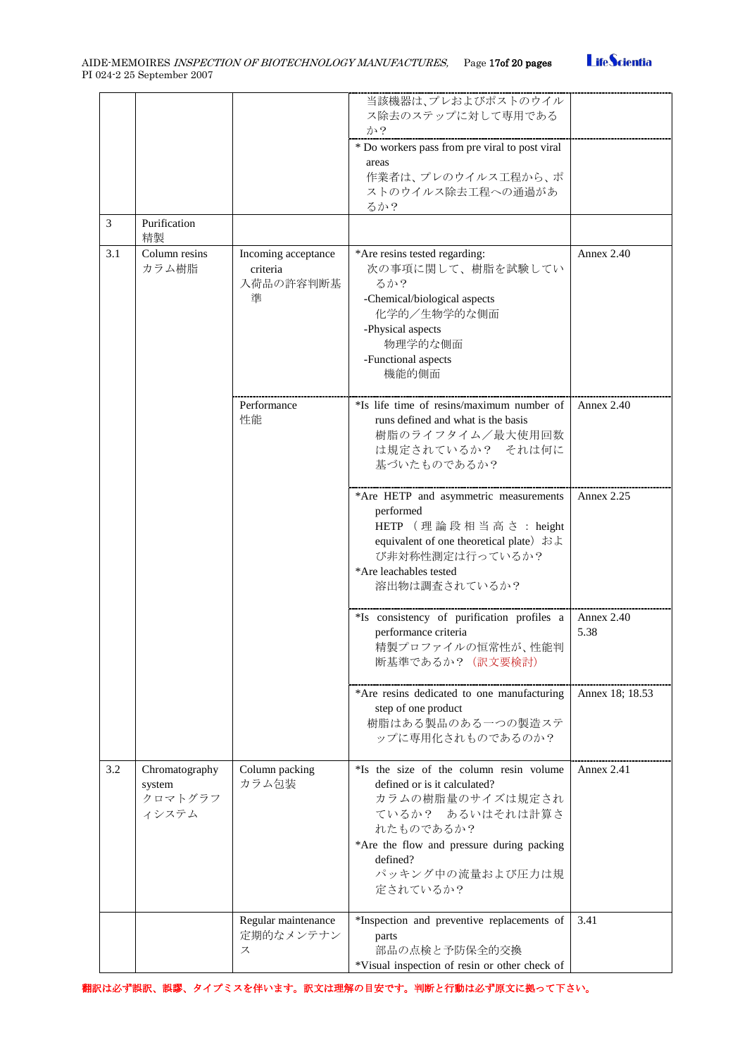| | | | | |
|---|---|---|---|---|
| | | | 当該機器は､プレおよびポストのウイルス除去のステップに対して専用であるか? | |
| | | | * Do workers pass from pre viral to post viral areas<br>作業者は､プレのウイルス工程から､ポストのウイルス除去工程への通過があるか? | |
| 3 | Purification<br>精製 | | | |
| 3.1 | Column resins<br>カラム樹脂 | Incoming acceptance criteria<br>入荷品の許容判断基準 | *Are resins tested regarding:<br>次の事項に関して、樹脂を試験しているか?<br>-Chemical/biological aspects<br>化学的／生物学的な側面<br>-Physical aspects<br>物理学的な側面<br>-Functional aspects<br>機能的側面 | Annex 2.40 |
| | | Performance<br>性能 | *Is life time of resins/maximum number of runs defined and what is the basis<br>樹脂のライフタイム／最大使用回数は規定されているか?　それは何に基づいたものであるか? | Annex 2.40 |
| | | | *Are HETP and asymmetric measurements performed<br>HETP（理論段相当高さ：height equivalent of one theoretical plate）および非対称性測定は行っているか?<br>*Are leachables tested<br>溶出物は調査されているか? | Annex 2.25 |
| | | | *Is consistency of purification profiles a performance criteria<br>精製プロファイルの恒常性が、性能判断基準であるか?（訳文要検討） | Annex 2.40<br>5.38 |
| | | | *Are resins dedicated to one manufacturing step of one product<br>樹脂はある製品のある一つの製造ステップに専用化されものであるのか? | Annex 18; 18.53 |
| 3.2 | Chromatography system<br>クロマトグラフィシステム | Column packing<br>カラム包装 | *Is the size of the column resin volume defined or is it calculated?<br>カラムの樹脂量のサイズは規定されているか?　あるいはそれは計算されたものであるか?<br>*Are the flow and pressure during packing defined?<br>パッキング中の流量および圧力は規定されているか? | Annex 2.41 |
| | | Regular maintenance<br>定期的なメンテナンス | *Inspection and preventive replacements of parts<br>部品の点検と予防保全的交換<br>*Visual inspection of resin or other check of | 3.41 |

翻訳は必ず誤訳、誤謬、タイプミスを伴います。訳文は理解の目安です。判断と行動は必ず原文に拠って下さい。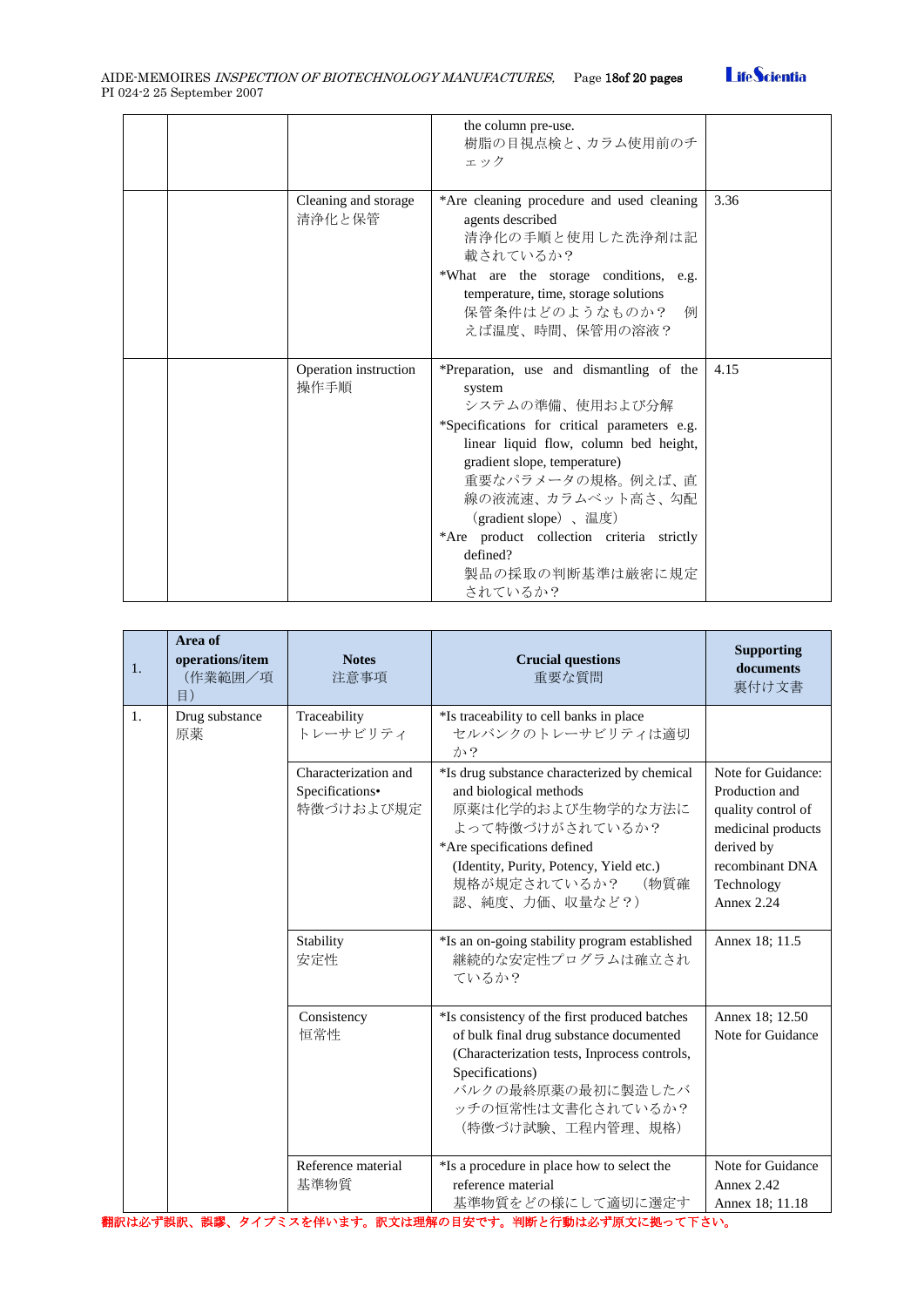| | | | | |
|---|---|---|---|---|
| | | | the column pre-use.<br>樹脂の目視点検と、カラム使用前のチェック | |
| | | Cleaning and storage<br>清浄化と保管 | *Are cleaning procedure and used cleaning agents described<br>清浄化の手順と使用した洗浄剤は記載されているか？<br>*What are the storage conditions, e.g. temperature, time, storage solutions<br>保管条件はどのようなものか？　例えば温度、時間、保管用の溶液？ | 3.36 |
| | | Operation instruction<br>操作手順 | *Preparation, use and dismantling of the system<br>システムの準備、使用および分解<br>*Specifications for critical parameters e.g. linear liquid flow, column bed height, gradient slope, temperature)<br>重要なパラメータの規格。例えば、直線の液流速、カラムベット高さ、勾配（gradient slope）、温度）<br>*Are product collection criteria strictly defined?<br>製品の採取の判断基準は厳密に規定されているか？ | 4.15 |

| 1. | Area of operations/item（作業範囲／項目） | Notes 注意事項 | Crucial questions 重要な質問 | Supporting documents 裏付け文書 |
|---|---|---|---|---|
| 1. | Drug substance<br>原薬 | Traceability<br>トレーサビリティ | *Is traceability to cell banks in place<br>セルバンクのトレーサビリティは適切か？ | |
| | | Characterization and Specifications•<br>特徴づけおよび規定 | *Is drug substance characterized by chemical and biological methods<br>原薬は化学的および生物学的な方法によって特徴づけがされているか？<br>*Are specifications defined<br>(Identity, Purity, Potency, Yield etc.)<br>規格が規定されているか？　(物質確認、純度、力価、収量など？) | Note for Guidance: Production and quality control of medicinal products derived by recombinant DNA Technology Annex 2.24 |
| | | Stability<br>安定性 | *Is an on-going stability program established<br>継続的な安定性プログラムは確立されているか？ | Annex 18; 11.5 |
| | | Consistency<br>恒常性 | *Is consistency of the first produced batches of bulk final drug substance documented (Characterization tests, Inprocess controls, Specifications)<br>バルクの最終原薬の最初に製造したバッチの恒常性は文書化されているか？（特徴づけ試験、工程内管理、規格） | Annex 18; 12.50<br>Note for Guidance |
| | | Reference material<br>基準物質 | *Is a procedure in place how to select the reference material<br>基準物質をどの様にして適切に選定す | Note for Guidance<br>Annex 2.42<br>Annex 18; 11.18 |

翻訳は必ず誤訳、誤謬、タイプミスを伴います。訳文は理解の目安です。判断と行動は必ず原文に拠って下さい。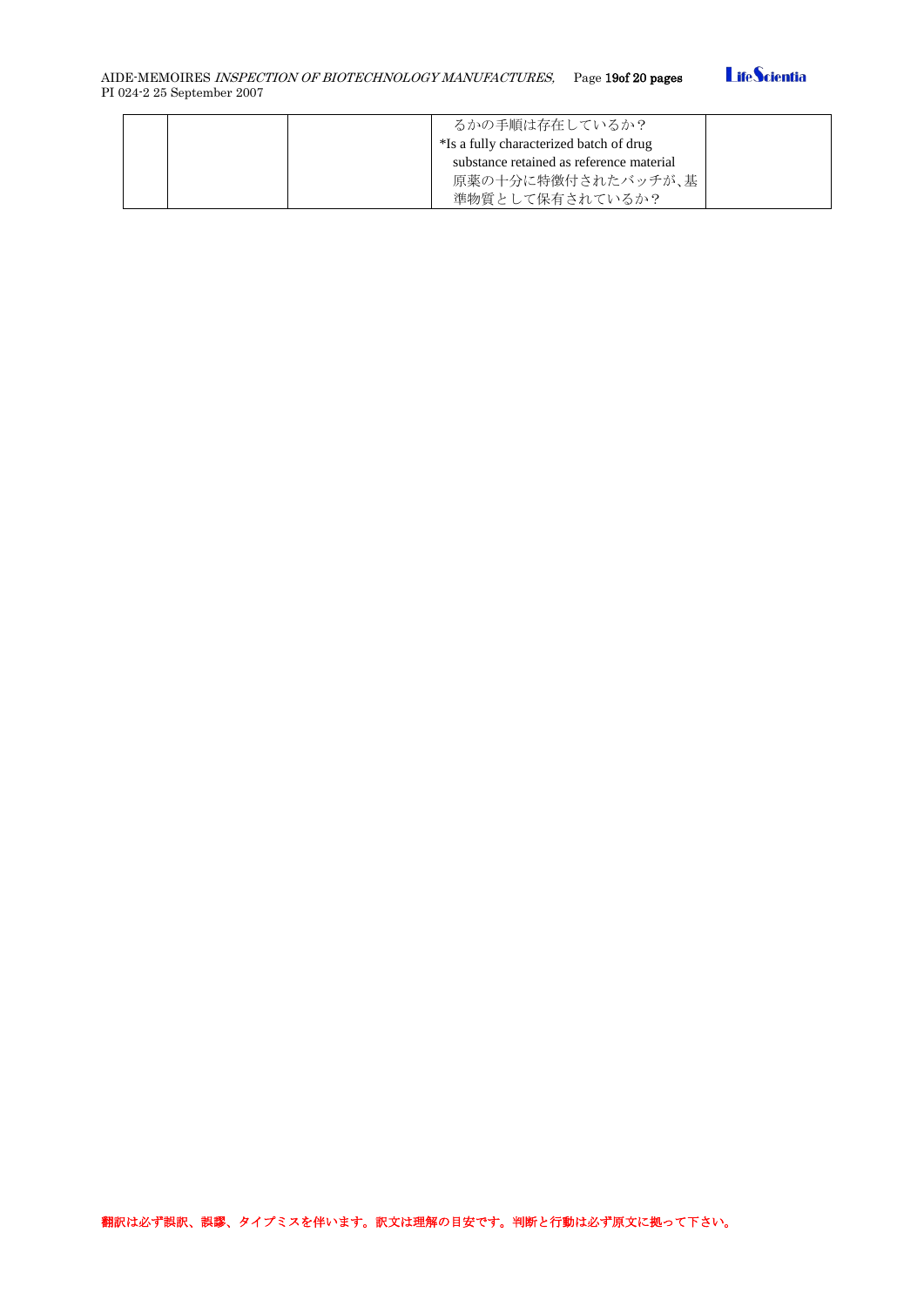|  |  |  | るかの手順は存在しているか？<br>*Is a fully characterized batch of drug substance retained as reference material<br>原薬の十分に特徴付されたバッチが、基準物質として保有されているか？ |  |
|---|---|---|---|---|

翻訳は必ず誤訳、誤謬、タイプミスを伴います。訳文は理解の目安です。判断と行動は必ず原文に拠って下さい。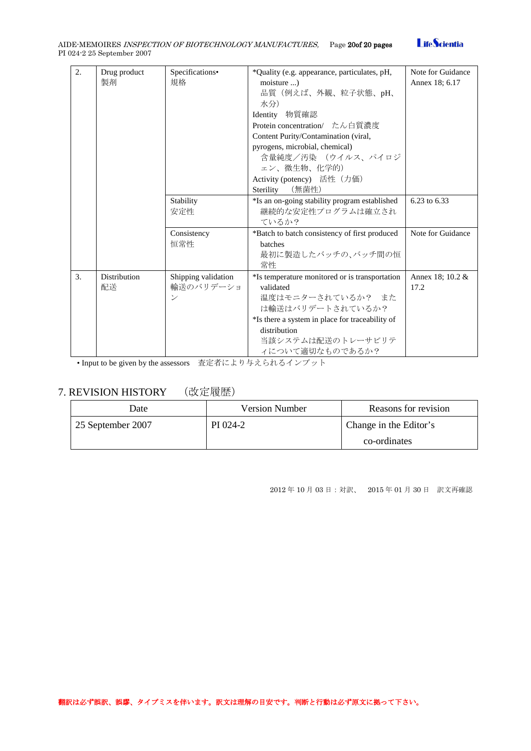| | | | | |
|---|---|---|---|---|
| 2. | Drug product<br>製剤 | Specifications•<br>規格 | *Quality (e.g. appearance, particulates, pH, moisture ...)<br>品質（例えば、外観、粒子状態、pH、水分）<br>Identity　物質確認<br>Protein concentration/　たん白質濃度<br>Content Purity/Contamination (viral, pyrogens, microbial, chemical)<br>含量純度／汚染　（ウイルス、パイロジェン、微生物、化学的）<br>Activity (potency)　活性（力価）<br>Sterility　（無菌性） | Note for Guidance<br>Annex 18; 6.17 |
| | | Stability<br>安定性 | *Is an on-going stability program established<br>継続的な安定性プログラムは確立されているか？ | 6.23 to 6.33 |
| | | Consistency<br>恒常性 | *Batch to batch consistency of first produced batches<br>最初に製造したバッチの、バッチ間の恒常性 | Note for Guidance |
| 3. | Distribution<br>配送 | Shipping validation<br>輸送のバリデーション | *Is temperature monitored or is transportation validated<br>温度はモニターされているか？　または輸送はバリデートされているか？<br>*Is there a system in place for traceability of distribution<br>当該システムは配送のトレーサビリティについて適切なものであるか？ | Annex 18; 10.2 & 17.2 |

• Input to be given by the assessors　査定者により与えられるインプット

## 7. REVISION HISTORY　（改定履歴）

| Date | Version Number | Reasons for revision |
|---|---|---|
| 25 September 2007 | PI 024-2 | Change in the Editor's co-ordinates |

2012 年 10 月 03 日：対訳、　2015 年 01 月 30 日　訳文再確認

**翻訳は必ず誤訳、誤謬、タイプミスを伴います。訳文は理解の目安です。判断と行動は必ず原文に拠って下さい。**